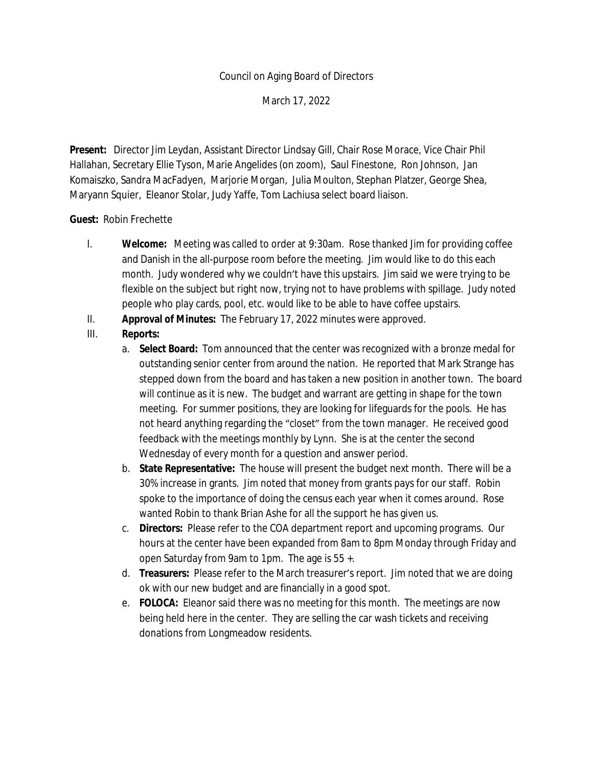Council on Aging Board of Directors

March 17, 2022

**Present:** Director Jim Leydan, Assistant Director Lindsay Gill, Chair Rose Morace, Vice Chair Phil Hallahan, Secretary Ellie Tyson, Marie Angelides (on zoom), Saul Finestone, Ron Johnson, Jan Komaiszko, Sandra MacFadyen, Marjorie Morgan, Julia Moulton, Stephan Platzer, George Shea, Maryann Squier, Eleanor Stolar, Judy Yaffe, Tom Lachiusa select board liaison.

**Guest:** Robin Frechette

I. **Welcome:** Meeting was called to order at 9:30am. Rose thanked Jim for providing coffee and Danish in the all-purpose room before the meeting. Jim would like to do this each month. Judy wondered why we couldn't have this upstairs. Jim said we were trying to be flexible on the subject but right now, trying not to have problems with spillage. Judy noted people who play cards, pool, etc. would like to be able to have coffee upstairs.

II. **Approval of Minutes:** The February 17, 2022 minutes were approved.

III. **Reports:**

a. **Select Board:** Tom announced that the center was recognized with a bronze medal for outstanding senior center from around the nation. He reported that Mark Strange has stepped down from the board and has taken a new position in another town. The board will continue as it is new. The budget and warrant are getting in shape for the town meeting. For summer positions, they are looking for lifeguards for the pools. He has not heard anything regarding the "closet" from the town manager. He received good feedback with the meetings monthly by Lynn. She is at the center the second Wednesday of every month for a question and answer period.

b. **State Representative:** The house will present the budget next month. There will be a 30% increase in grants. Jim noted that money from grants pays for our staff. Robin spoke to the importance of doing the census each year when it comes around. Rose wanted Robin to thank Brian Ashe for all the support he has given us.

c. **Directors:** Please refer to the COA department report and upcoming programs. Our hours at the center have been expanded from 8am to 8pm Monday through Friday and open Saturday from 9am to 1pm. The age is 55 +.

d. **Treasurers:** Please refer to the March treasurer's report. Jim noted that we are doing ok with our new budget and are financially in a good spot.

e. **FOLOCA:** Eleanor said there was no meeting for this month. The meetings are now being held here in the center. They are selling the car wash tickets and receiving donations from Longmeadow residents.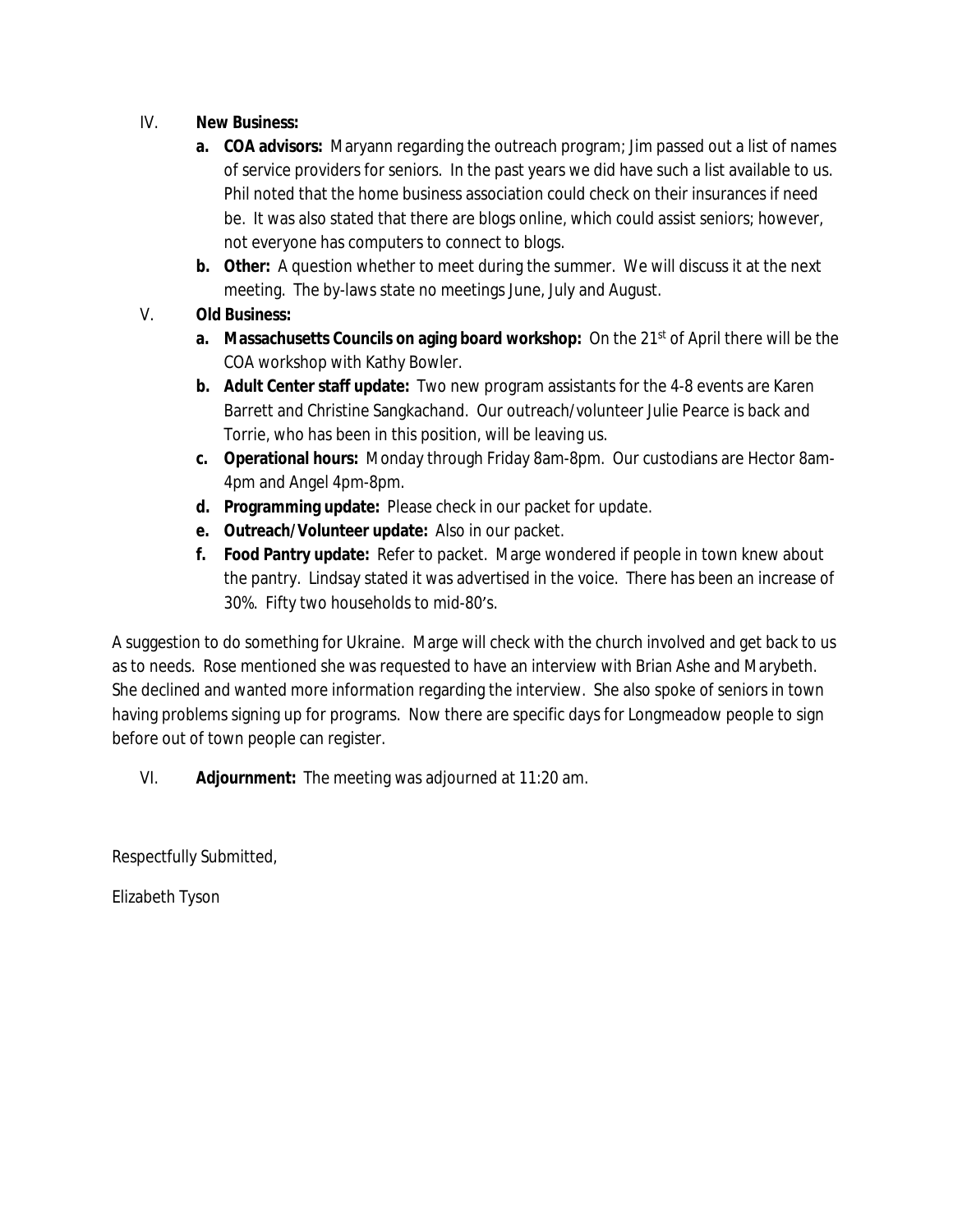IV. **New Business:**

   a. **COA advisors:** Maryann regarding the outreach program; Jim passed out a list of names of service providers for seniors. In the past years we did have such a list available to us. Phil noted that the home business association could check on their insurances if need be. It was also stated that there are blogs online, which could assist seniors; however, not everyone has computers to connect to blogs.

   b. **Other:** A question whether to meet during the summer. We will discuss it at the next meeting. The by-laws state no meetings June, July and August.

V. **Old Business:**

   a. **Massachusetts Councils on aging board workshop:** On the 21st of April there will be the COA workshop with Kathy Bowler.

   b. **Adult Center staff update:** Two new program assistants for the 4-8 events are Karen Barrett and Christine Sangkachand. Our outreach/volunteer Julie Pearce is back and Torrie, who has been in this position, will be leaving us.

   c. **Operational hours:** Monday through Friday 8am-8pm. Our custodians are Hector 8am-4pm and Angel 4pm-8pm.

   d. **Programming update:** Please check in our packet for update.

   e. **Outreach/Volunteer update:** Also in our packet.

   f. **Food Pantry update:** Refer to packet. Marge wondered if people in town knew about the pantry. Lindsay stated it was advertised in the voice. There has been an increase of 30%. Fifty two households to mid-80's.

A suggestion to do something for Ukraine. Marge will check with the church involved and get back to us as to needs. Rose mentioned she was requested to have an interview with Brian Ashe and Marybeth. She declined and wanted more information regarding the interview. She also spoke of seniors in town having problems signing up for programs. Now there are specific days for Longmeadow people to sign before out of town people can register.

VI. **Adjournment:** The meeting was adjourned at 11:20 am.

Respectfully Submitted,

Elizabeth Tyson